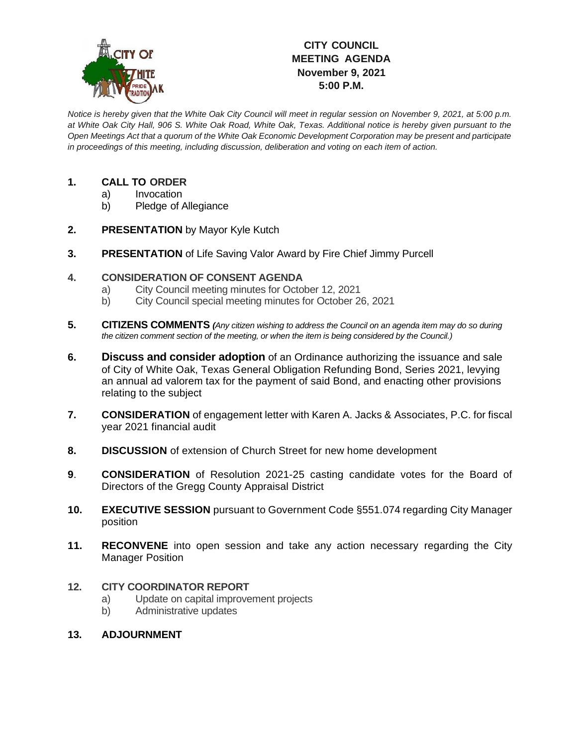# CITY COUNCIL MEETING AGENDA November 9, 2021 5:00 P.M.

*Notice is hereby given that the White Oak City Council will meet in regular session on November 9, 2021, at 5:00 p.m. at White Oak City Hall, 906 S. White Oak Road, White Oak, Texas. Additional notice is hereby given pursuant to the Open Meetings Act that a quorum of the White Oak Economic Development Corporation may be present and participate in proceedings of this meeting, including discussion, deliberation and voting on each item of action.*

1. **CALL TO ORDER**
   a) Invocation
   b) Pledge of Allegiance

2. **PRESENTATION** by Mayor Kyle Kutch

3. **PRESENTATION** of Life Saving Valor Award by Fire Chief Jimmy Purcell

4. **CONSIDERATION OF CONSENT AGENDA**
   a) City Council meeting minutes for October 12, 2021
   b) City Council special meeting minutes for October 26, 2021

5. **CITIZENS COMMENTS** *(Any citizen wishing to address the Council on an agenda item may do so during the citizen comment section of the meeting, or when the item is being considered by the Council.)*

6. **Discuss and consider adoption** of an Ordinance authorizing the issuance and sale of City of White Oak, Texas General Obligation Refunding Bond, Series 2021, levying an annual ad valorem tax for the payment of said Bond, and enacting other provisions relating to the subject

7. **CONSIDERATION** of engagement letter with Karen A. Jacks & Associates, P.C. for fiscal year 2021 financial audit

8. **DISCUSSION** of extension of Church Street for new home development

9. **CONSIDERATION** of Resolution 2021-25 casting candidate votes for the Board of Directors of the Gregg County Appraisal District

10. **EXECUTIVE SESSION** pursuant to Government Code §551.074 regarding City Manager position

11. **RECONVENE** into open session and take any action necessary regarding the City Manager Position

12. **CITY COORDINATOR REPORT**
    a) Update on capital improvement projects
    b) Administrative updates

13. **ADJOURNMENT**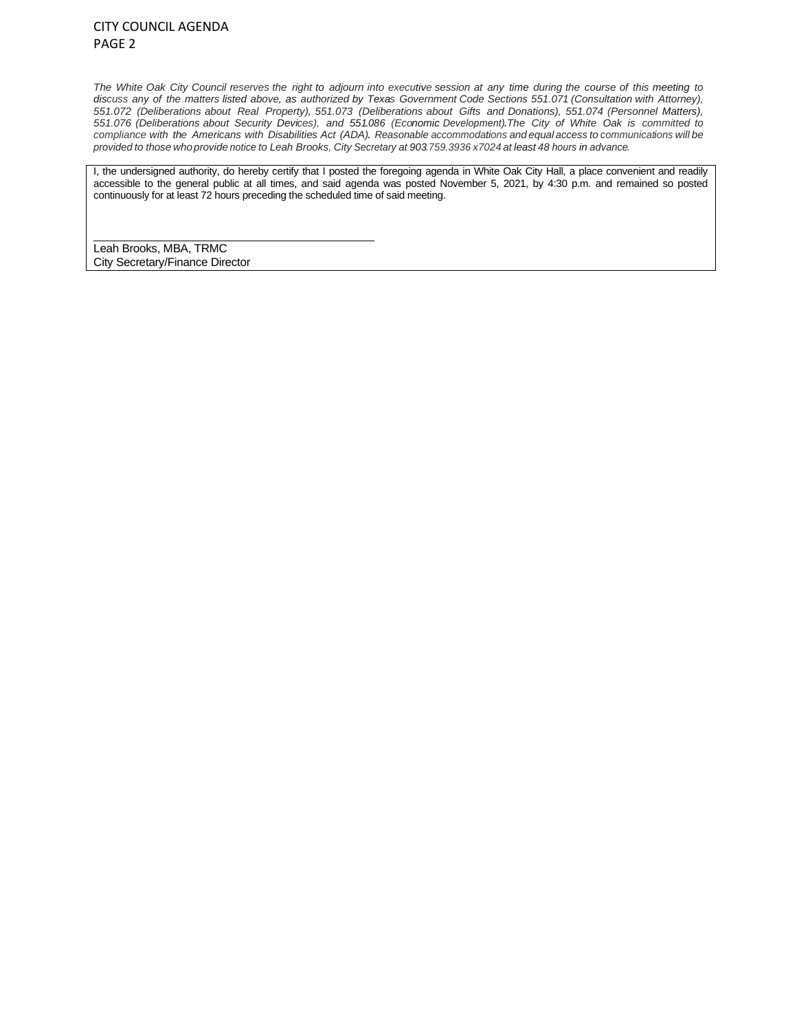*The White Oak City Council reserves the right to adjourn into executive session at any time during the course of this meeting to discuss any of the matters listed above, as authorized by Texas Government Code Sections 551.071 (Consultation with Attorney), 551.072 (Deliberations about Real Property), 551.073 (Deliberations about Gifts and Donations), 551.074 (Personnel Matters), 551.076 (Deliberations about Security Devices), and 551.086 (Economic Development).The City of White Oak is committed to compliance with the Americans with Disabilities Act (ADA). Reasonable accommodations and equal access to communications will be provided to those who provide notice to Leah Brooks, City Secretary at 903.759.3936 x7024 at least 48 hours in advance.*

I, the undersigned authority, do hereby certify that I posted the foregoing agenda in White Oak City Hall, a place convenient and readily accessible to the general public at all times, and said agenda was posted November 5, 2021, by 4:30 p.m. and remained so posted continuously for at least 72 hours preceding the scheduled time of said meeting.

\_\_\_\_\_\_\_\_\_\_\_\_\_\_\_\_\_\_\_\_\_\_\_\_\_\_\_\_\_\_\_\_\_\_\_\_\_\_\_\_

Leah Brooks, MBA, TRMC
City Secretary/Finance Director